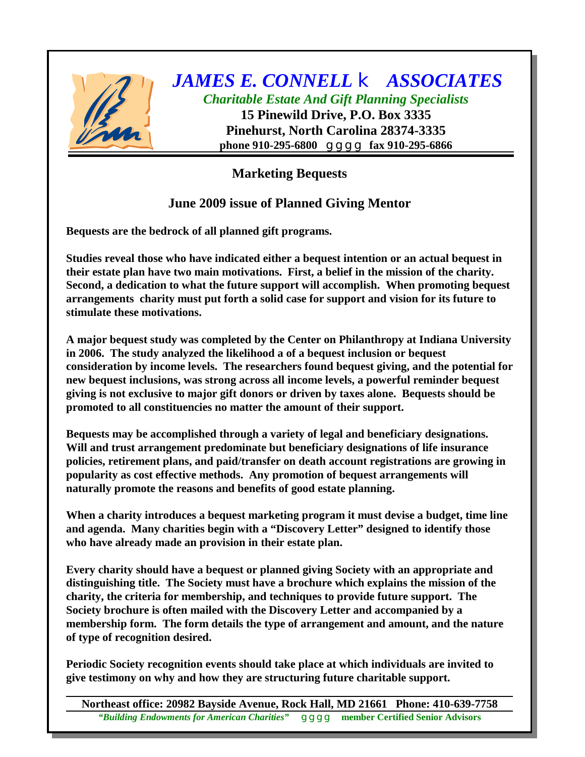# *JAMES E. CONNELL* k *ASSOCIATES*

*Charitable Estate And Gift Planning Specialists*

**15 Pinewild Drive, P.O. Box 3335**
**Pinehurst, North Carolina 28374-3335**
**phone 910-295-6800 gggg fax 910-295-6866**

## Marketing Bequests

## June 2009 issue of Planned Giving Mentor

**Bequests are the bedrock of all planned gift programs.**

**Studies reveal those who have indicated either a bequest intention or an actual bequest in their estate plan have two main motivations. First, a belief in the mission of the charity. Second, a dedication to what the future support will accomplish. When promoting bequest arrangements charity must put forth a solid case for support and vision for its future to stimulate these motivations.**

**A major bequest study was completed by the Center on Philanthropy at Indiana University in 2006. The study analyzed the likelihood a of a bequest inclusion or bequest consideration by income levels. The researchers found bequest giving, and the potential for new bequest inclusions, was strong across all income levels, a powerful reminder bequest giving is not exclusive to major gift donors or driven by taxes alone. Bequests should be promoted to all constituencies no matter the amount of their support.**

**Bequests may be accomplished through a variety of legal and beneficiary designations. Will and trust arrangement predominate but beneficiary designations of life insurance policies, retirement plans, and paid/transfer on death account registrations are growing in popularity as cost effective methods. Any promotion of bequest arrangements will naturally promote the reasons and benefits of good estate planning.**

**When a charity introduces a bequest marketing program it must devise a budget, time line and agenda. Many charities begin with a "Discovery Letter" designed to identify those who have already made an provision in their estate plan.**

**Every charity should have a bequest or planned giving Society with an appropriate and distinguishing title. The Society must have a brochure which explains the mission of the charity, the criteria for membership, and techniques to provide future support. The Society brochure is often mailed with the Discovery Letter and accompanied by a membership form. The form details the type of arrangement and amount, and the nature of type of recognition desired.**

**Periodic Society recognition events should take place at which individuals are invited to give testimony on why and how they are structuring future charitable support.**

**Northeast office: 20982 Bayside Avenue, Rock Hall, MD 21661 Phone: 410-639-7758**

***"Building Endowments for American Charities"*** gggg **member Certified Senior Advisors**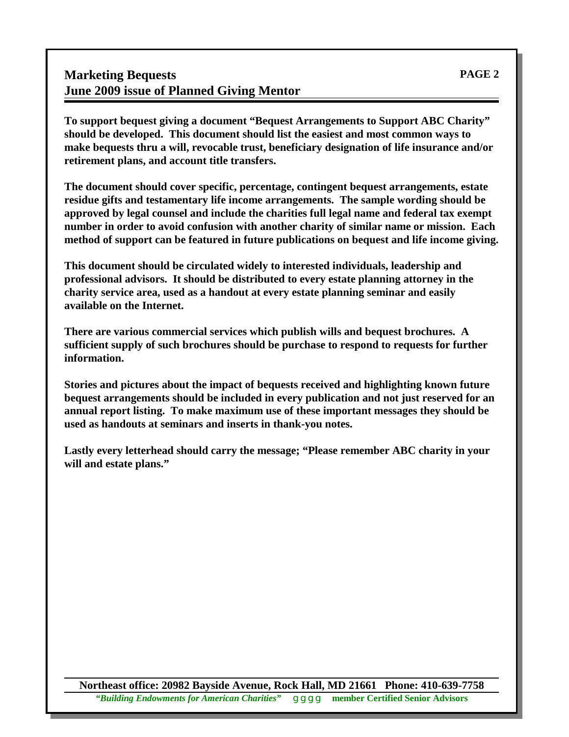To support bequest giving a document "Bequest Arrangements to Support ABC Charity" should be developed. This document should list the easiest and most common ways to make bequests thru a will, revocable trust, beneficiary designation of life insurance and/or retirement plans, and account title transfers.

The document should cover specific, percentage, contingent bequest arrangements, estate residue gifts and testamentary life income arrangements. The sample wording should be approved by legal counsel and include the charities full legal name and federal tax exempt number in order to avoid confusion with another charity of similar name or mission. Each method of support can be featured in future publications on bequest and life income giving.

This document should be circulated widely to interested individuals, leadership and professional advisors. It should be distributed to every estate planning attorney in the charity service area, used as a handout at every estate planning seminar and easily available on the Internet.

There are various commercial services which publish wills and bequest brochures. A sufficient supply of such brochures should be purchase to respond to requests for further information.

Stories and pictures about the impact of bequests received and highlighting known future bequest arrangements should be included in every publication and not just reserved for an annual report listing. To make maximum use of these important messages they should be used as handouts at seminars and inserts in thank-you notes.

Lastly every letterhead should carry the message; "Please remember ABC charity in your will and estate plans."